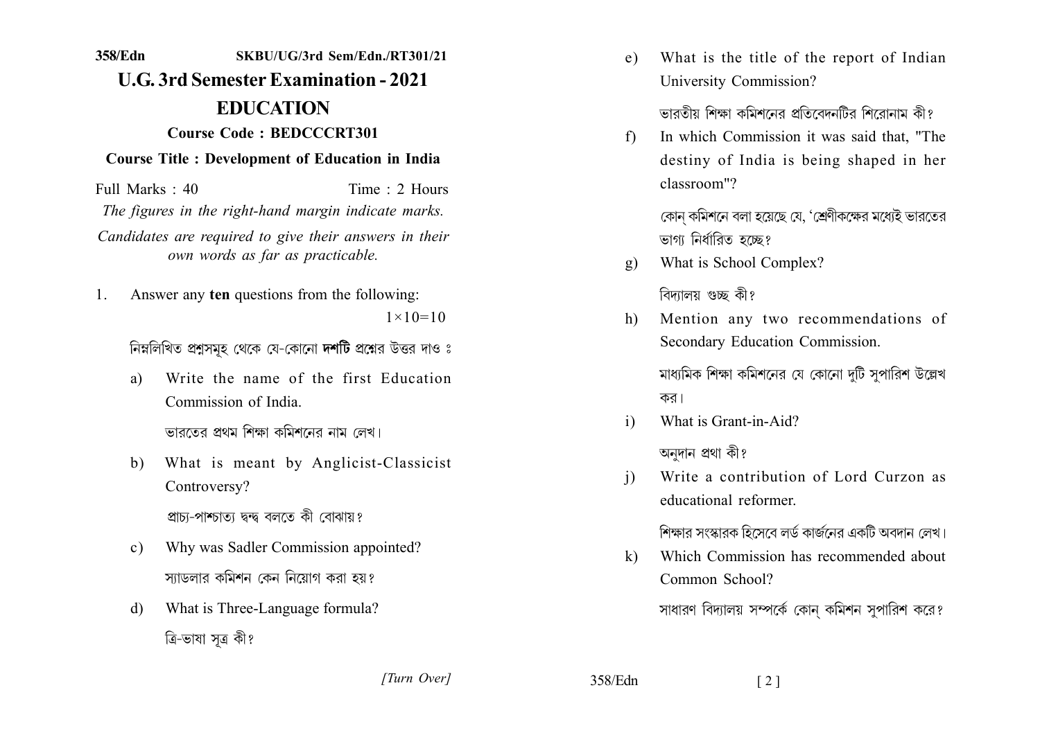**358/Edn** **SKBU/UG/3rd Sem/Edn./RT301/21**

# U.G. 3rd Semester Examination - 2021

## EDUCATION

**Course Code : BEDCCCRT301**

**Course Title : Development of Education in India**

Full Marks : 40 Time : 2 Hours

*The figures in the right-hand margin indicate marks.*

*Candidates are required to give their answers in their own words as far as practicable.*

1. Answer any **ten** questions from the following: $1\times10=10$

   নিম্নলিখিত প্রশ্নসমূহ থেকে যে-কোনো **দশটি** প্রশ্নের উত্তর দাও ঃ

   a) Write the name of the first Education Commission of India.

      ভারতের প্রথম শিক্ষা কমিশনের নাম লেখ।

   b) What is meant by Anglicist-Classicist Controversy?

      প্রাচ্য-পাশ্চাত্য দ্বন্দ্ব বলতে কী বোঝায়?

   c) Why was Sadler Commission appointed?

      স্যাডলার কমিশন কেন নিয়োগ করা হয়?

   d) What is Three-Language formula?

      ত্রি-ভাষা সূত্র কী?

   e) What is the title of the report of Indian University Commission?

      ভারতীয় শিক্ষা কমিশনের প্রতিবেদনটির শিরোনাম কী?

   f) In which Commission it was said that, "The destiny of India is being shaped in her classroom"?

      কোন্ কমিশনে বলা হয়েছে যে, 'শ্রেণীকক্ষের মধ্যেই ভারতের ভাগ্য নির্ধারিত হচ্ছে?

   g) What is School Complex?

      বিদ্যালয় গুচ্ছ কী?

   h) Mention any two recommendations of Secondary Education Commission.

      মাধ্যমিক শিক্ষা কমিশনের যে কোনো দুটি সুপারিশ উল্লেখ কর।

   i) What is Grant-in-Aid?

      অনুদান প্রথা কী?

   j) Write a contribution of Lord Curzon as educational reformer.

      শিক্ষার সংস্কারক হিসেবে লর্ড কার্জনের একটি অবদান লেখ।

   k) Which Commission has recommended about Common School?

      সাধারণ বিদ্যালয় সম্পর্কে কোন্ কমিশন সুপারিশ করে?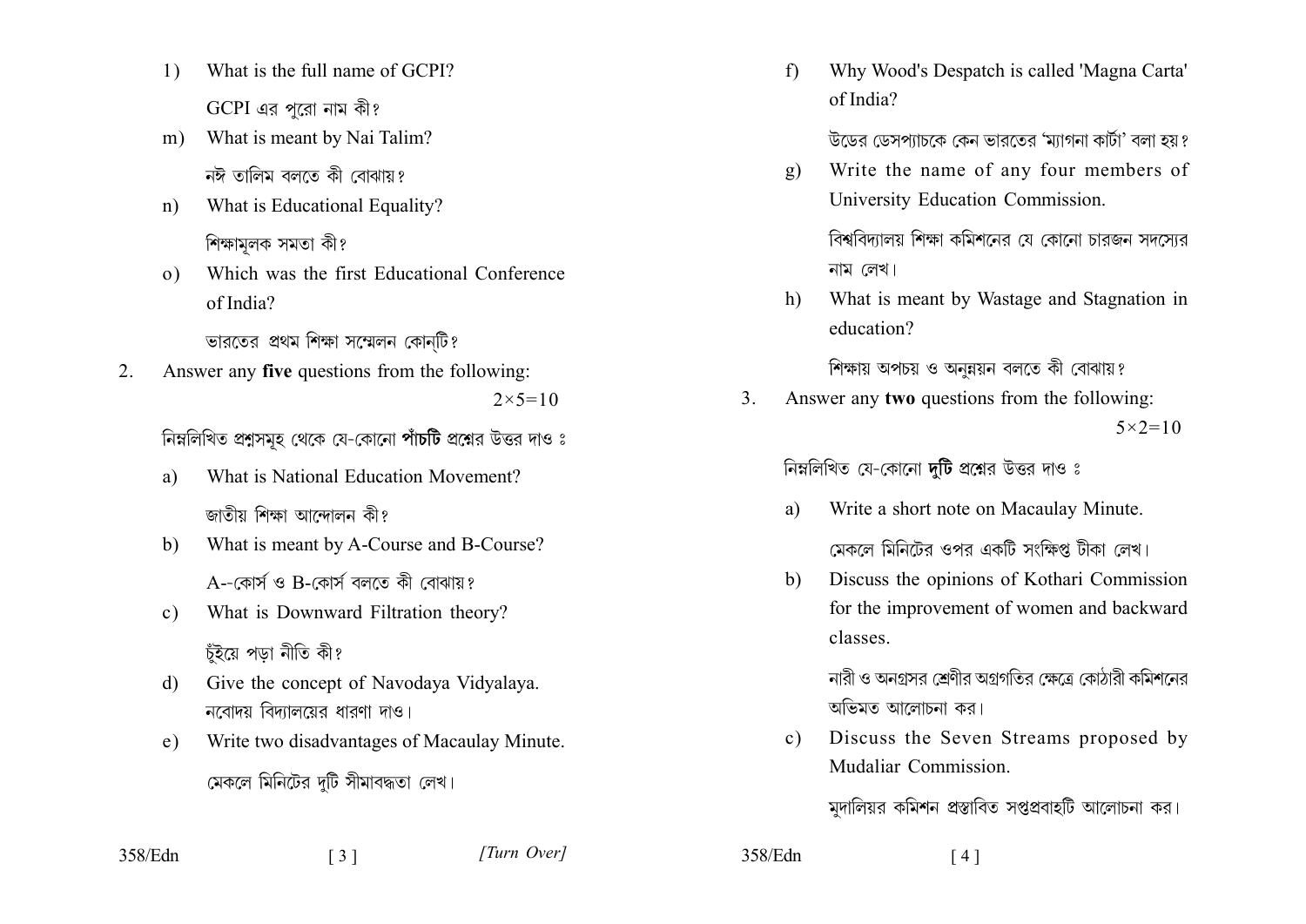l) What is the full name of GCPI?

GCPI এর পুরো নাম কী?

m) What is meant by Nai Talim?

নঈ তালিম বলতে কী বোঝায়?

n) What is Educational Equality?

শিক্ষামূলক সমতা কী?

o) Which was the first Educational Conference of India?

ভারতের প্রথম শিক্ষা সম্মেলন কোন্‌টি?

2. Answer any **five** questions from the following: $2\times5=10$

নিম্নলিখিত প্রশ্নসমূহ থেকে যে-কোনো **পাঁচটি** প্রশ্নের উত্তর দাও :

a) What is National Education Movement?

জাতীয় শিক্ষা আন্দোলন কী?

b) What is meant by A-Course and B-Course?

A--কোর্স ও B-কোর্স বলতে কী বোঝায়?

c) What is Downward Filtration theory?

চুঁইয়ে পড়া নীতি কী?

d) Give the concept of Navodaya Vidyalaya.

নবোদয় বিদ্যালয়ের ধারণা দাও।

e) Write two disadvantages of Macaulay Minute.

মেকলে মিনিটের দুটি সীমাবদ্ধতা লেখ।

f) Why Wood's Despatch is called 'Magna Carta' of India?

উডের ডেসপ্যাচকে কেন ভারতের 'ম্যাগনা কার্টা' বলা হয়?

g) Write the name of any four members of University Education Commission.

বিশ্ববিদ্যালয় শিক্ষা কমিশনের যে কোনো চারজন সদস্যের নাম লেখ।

h) What is meant by Wastage and Stagnation in education?

শিক্ষায় অপচয় ও অনুন্নয়ন বলতে কী বোঝায়?

3. Answer any **two** questions from the following: $5\times2=10$

নিম্নলিখিত যে-কোনো **দুটি** প্রশ্নের উত্তর দাও :

a) Write a short note on Macaulay Minute.

মেকলে মিনিটের ওপর একটি সংক্ষিপ্ত টীকা লেখ।

b) Discuss the opinions of Kothari Commission for the improvement of women and backward classes.

নারী ও অনগ্রসর শ্রেণীর অগ্রগতির ক্ষেত্রে কোঠারী কমিশনের অভিমত আলোচনা কর।

c) Discuss the Seven Streams proposed by Mudaliar Commission.

মুদালিয়র কমিশন প্রস্তাবিত সপ্তপ্রবাহটি আলোচনা কর।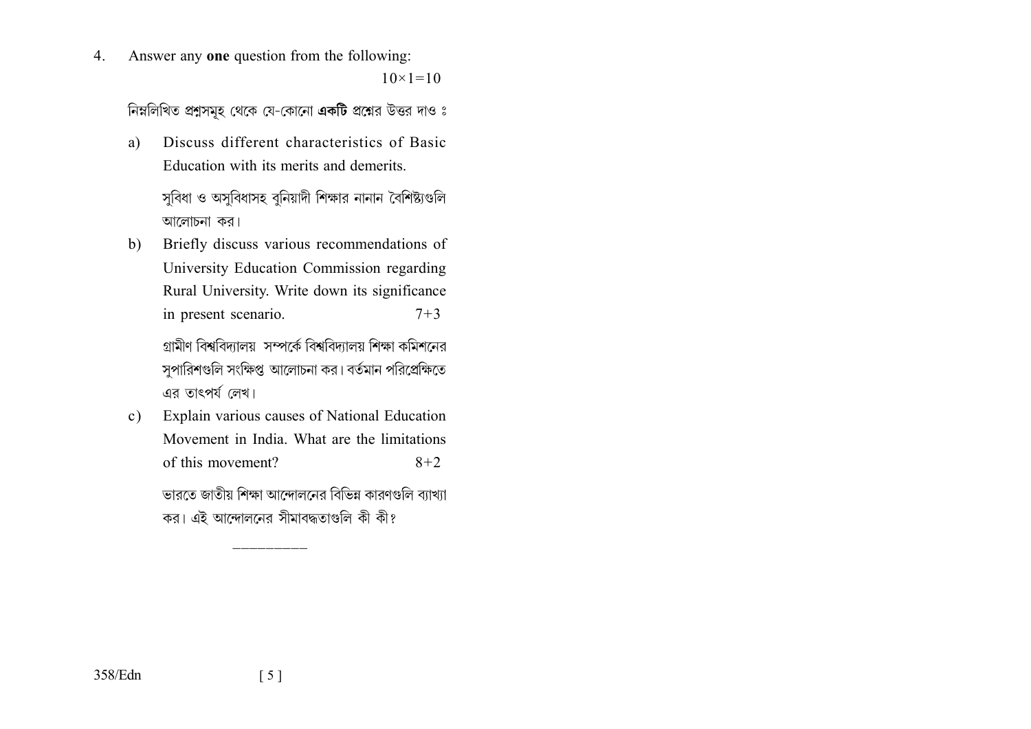4. Answer any **one** question from the following:

$10 \times 1 = 10$

নিম্নলিখিত প্রশ্নসমূহ থেকে যে-কোনো **একটি** প্রশ্নের উত্তর দাও ঃ

a) Discuss different characteristics of Basic Education with its merits and demerits.

সুবিধা ও অসুবিধাসহ বুনিয়াদী শিক্ষার নানান বৈশিষ্ট্যগুলি আলোচনা কর।

b) Briefly discuss various recommendations of University Education Commission regarding Rural University. Write down its significance in present scenario. 7+3

গ্রামীণ বিশ্ববিদ্যালয় সম্পর্কে বিশ্ববিদ্যালয় শিক্ষা কমিশনের সুপারিশগুলি সংক্ষিপ্ত আলোচনা কর। বর্তমান পরিপ্রেক্ষিতে এর তাৎপর্য লেখ।

c) Explain various causes of National Education Movement in India. What are the limitations of this movement? 8+2

ভারতে জাতীয় শিক্ষা আন্দোলনের বিভিন্ন কারণগুলি ব্যাখ্যা কর। এই আন্দোলনের সীমাবদ্ধতাগুলি কী কী?

—————